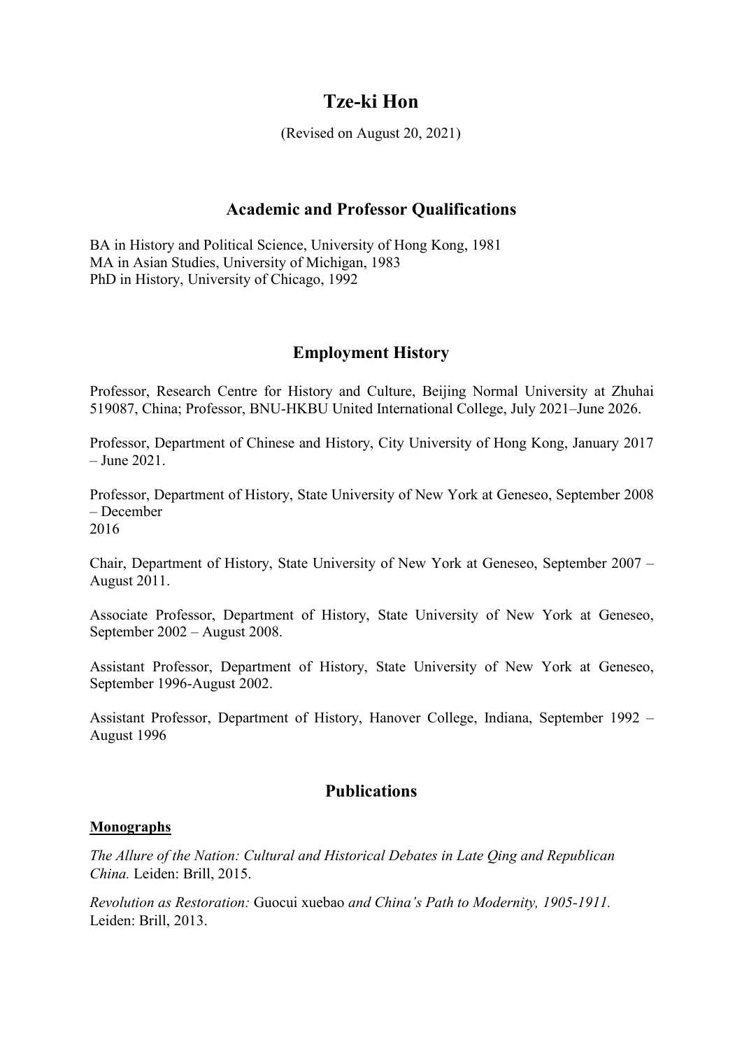# Tze-ki Hon

(Revised on August 20, 2021)

## Academic and Professor Qualifications

BA in History and Political Science, University of Hong Kong, 1981
MA in Asian Studies, University of Michigan, 1983
PhD in History, University of Chicago, 1992

## Employment History

Professor, Research Centre for History and Culture, Beijing Normal University at Zhuhai 519087, China; Professor, BNU-HKBU United International College, July 2021–June 2026.

Professor, Department of Chinese and History, City University of Hong Kong, January 2017 – June 2021.

Professor, Department of History, State University of New York at Geneseo, September 2008 – December 2016

Chair, Department of History, State University of New York at Geneseo, September 2007 – August 2011.

Associate Professor, Department of History, State University of New York at Geneseo, September 2002 – August 2008.

Assistant Professor, Department of History, State University of New York at Geneseo, September 1996-August 2002.

Assistant Professor, Department of History, Hanover College, Indiana, September 1992 – August 1996

## Publications

### Monographs

*The Allure of the Nation: Cultural and Historical Debates in Late Qing and Republican China.* Leiden: Brill, 2015.

*Revolution as Restoration:* Guocui xuebao *and China's Path to Modernity, 1905-1911.* Leiden: Brill, 2013.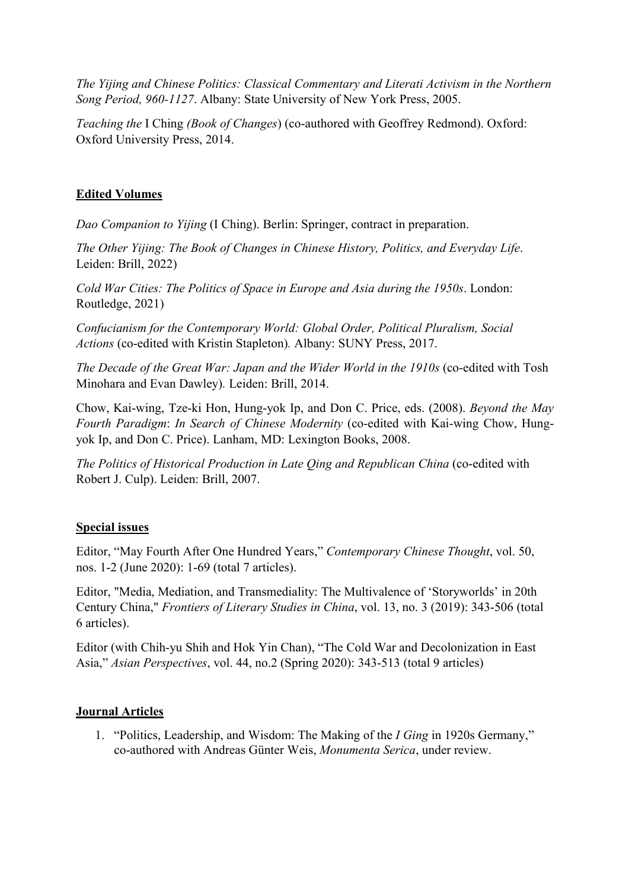*The Yijing and Chinese Politics: Classical Commentary and Literati Activism in the Northern Song Period, 960-1127*. Albany: State University of New York Press, 2005.

*Teaching the* I Ching *(Book of Changes*) (co-authored with Geoffrey Redmond). Oxford: Oxford University Press, 2014.

**Edited Volumes**

*Dao Companion to Yijing* (I Ching). Berlin: Springer, contract in preparation.

*The Other Yijing: The Book of Changes in Chinese History, Politics, and Everyday Life*. Leiden: Brill, 2022)

*Cold War Cities: The Politics of Space in Europe and Asia during the 1950s*. London: Routledge, 2021)

*Confucianism for the Contemporary World: Global Order, Political Pluralism, Social Actions* (co-edited with Kristin Stapleton)*.* Albany: SUNY Press, 2017.

*The Decade of the Great War: Japan and the Wider World in the 1910s* (co-edited with Tosh Minohara and Evan Dawley)*.* Leiden: Brill, 2014.

Chow, Kai-wing, Tze-ki Hon, Hung-yok Ip, and Don C. Price, eds. (2008). *Beyond the May Fourth Paradigm*: *In Search of Chinese Modernity* (co-edited with Kai-wing Chow, Hung-yok Ip, and Don C. Price). Lanham, MD: Lexington Books, 2008.

*The Politics of Historical Production in Late Qing and Republican China* (co-edited with Robert J. Culp). Leiden: Brill, 2007.

**Special issues**

Editor, "May Fourth After One Hundred Years," *Contemporary Chinese Thought*, vol. 50, nos. 1-2 (June 2020): 1-69 (total 7 articles).

Editor, "Media, Mediation, and Transmediality: The Multivalence of 'Storyworlds' in 20th Century China," *Frontiers of Literary Studies in China*, vol. 13, no. 3 (2019): 343-506 (total 6 articles).

Editor (with Chih-yu Shih and Hok Yin Chan), "The Cold War and Decolonization in East Asia," *Asian Perspectives*, vol. 44, no.2 (Spring 2020): 343-513 (total 9 articles)

**Journal Articles**

1. "Politics, Leadership, and Wisdom: The Making of the *I Ging* in 1920s Germany," co-authored with Andreas Günter Weis, *Monumenta Serica*, under review.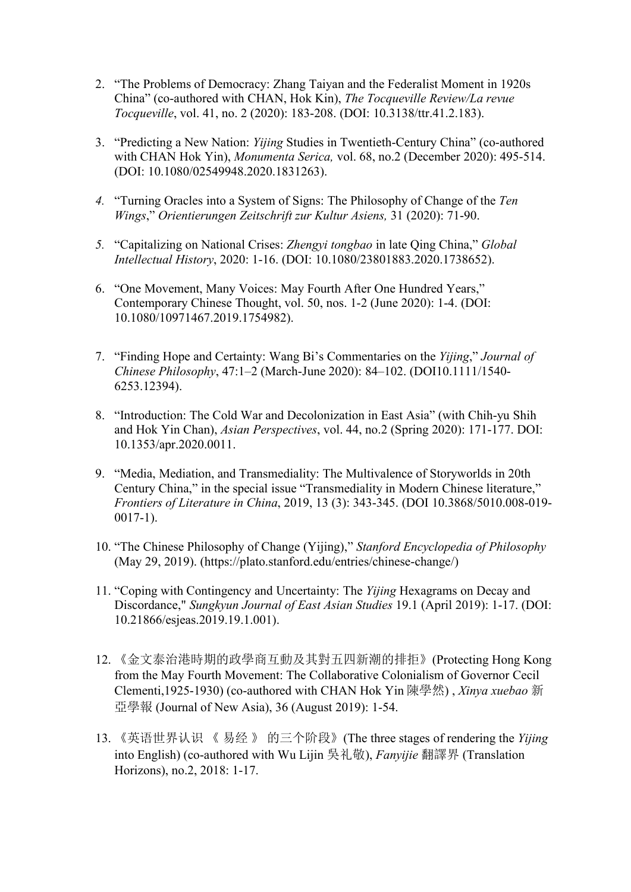2. "The Problems of Democracy: Zhang Taiyan and the Federalist Moment in 1920s China" (co-authored with CHAN, Hok Kin), *The Tocqueville Review/La revue Tocqueville*, vol. 41, no. 2 (2020): 183-208. (DOI: 10.3138/ttr.41.2.183).

3. "Predicting a New Nation: *Yijing* Studies in Twentieth-Century China" (co-authored with CHAN Hok Yin), *Monumenta Serica,* vol. 68, no.2 (December 2020): 495-514. (DOI: 10.1080/02549948.2020.1831263).

4. "Turning Oracles into a System of Signs: The Philosophy of Change of the *Ten Wings*," *Orientierungen Zeitschrift zur Kultur Asiens,* 31 (2020): 71-90.

5. "Capitalizing on National Crises: *Zhengyi tongbao* in late Qing China," *Global Intellectual History*, 2020: 1-16. (DOI: 10.1080/23801883.2020.1738652).

6. "One Movement, Many Voices: May Fourth After One Hundred Years," Contemporary Chinese Thought, vol. 50, nos. 1-2 (June 2020): 1-4. (DOI: 10.1080/10971467.2019.1754982).

7. "Finding Hope and Certainty: Wang Bi's Commentaries on the *Yijing*," *Journal of Chinese Philosophy*, 47:1–2 (March-June 2020): 84–102. (DOI10.1111/1540-6253.12394).

8. "Introduction: The Cold War and Decolonization in East Asia" (with Chih-yu Shih and Hok Yin Chan), *Asian Perspectives*, vol. 44, no.2 (Spring 2020): 171-177. DOI: 10.1353/apr.2020.0011.

9. "Media, Mediation, and Transmediality: The Multivalence of Storyworlds in 20th Century China," in the special issue "Transmediality in Modern Chinese literature," *Frontiers of Literature in China*, 2019, 13 (3): 343-345. (DOI 10.3868/5010.008-019-0017-1).

10. "The Chinese Philosophy of Change (Yijing)," *Stanford Encyclopedia of Philosophy* (May 29, 2019). (https://plato.stanford.edu/entries/chinese-change/)

11. "Coping with Contingency and Uncertainty: The *Yijing* Hexagrams on Decay and Discordance," *Sungkyun Journal of East Asian Studies* 19.1 (April 2019): 1-17. (DOI: 10.21866/esjeas.2019.19.1.001).

12. 《金文泰治港時期的政學商互動及其對五四新潮的排拒》(Protecting Hong Kong from the May Fourth Movement: The Collaborative Colonialism of Governor Cecil Clementi,1925-1930) (co-authored with CHAN Hok Yin 陳學然) , *Xinya xuebao* 新亞學報 (Journal of New Asia), 36 (August 2019): 1-54.

13. 《英语世界认识 《 易经 》 的三个阶段》(The three stages of rendering the *Yijing* into English) (co-authored with Wu Lijin 吳礼敬), *Fanyijie* 翻譯界 (Translation Horizons), no.2, 2018: 1-17.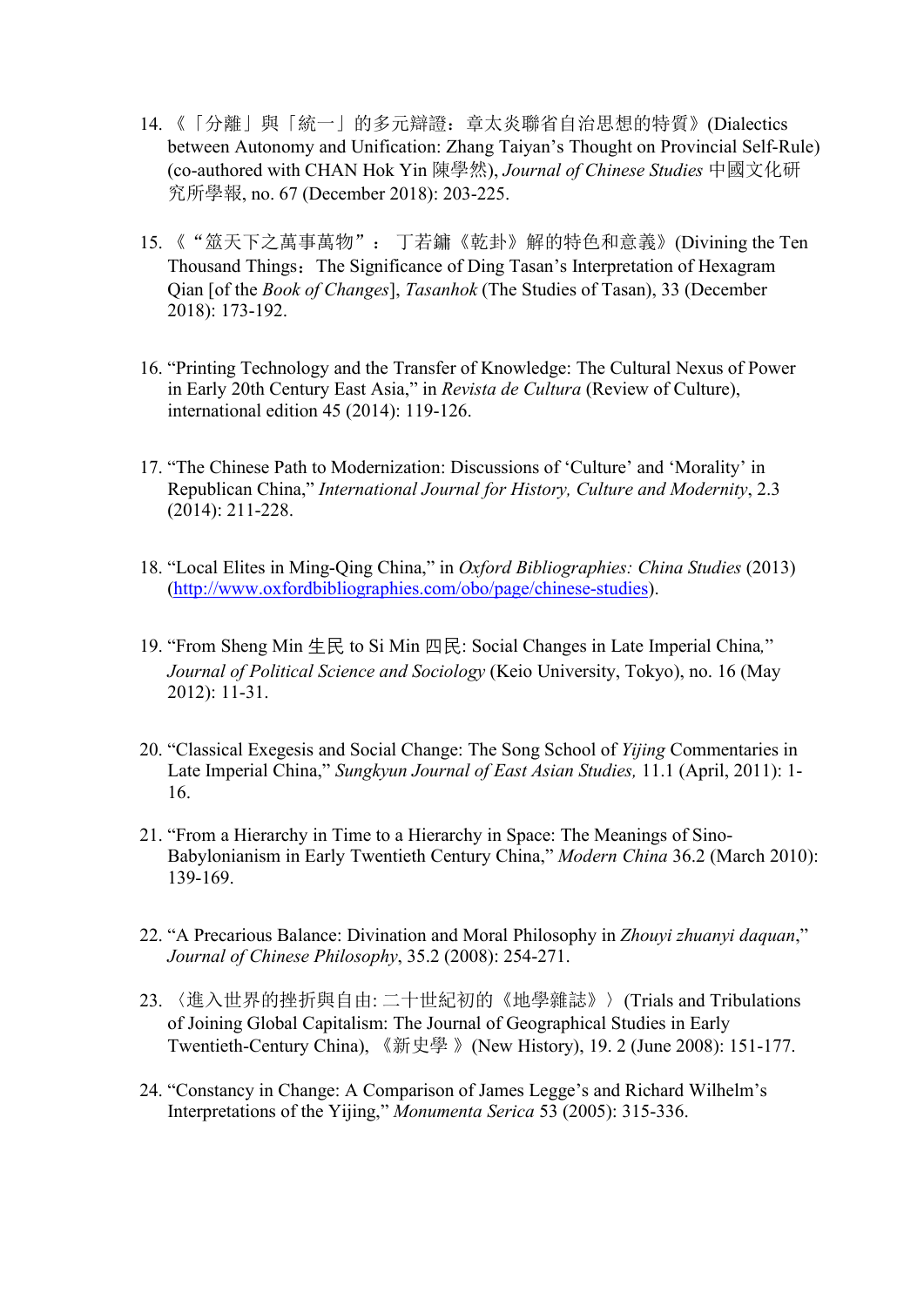14. 《「分離」與「統一」的多元辯證：章太炎聯省自治思想的特質》(Dialectics between Autonomy and Unification: Zhang Taiyan's Thought on Provincial Self-Rule) (co-authored with CHAN Hok Yin 陳學然), *Journal of Chinese Studies* 中國文化研究所學報, no. 67 (December 2018): 203-225.

15. 《"筮天下之萬事萬物"： 丁若鏞《乾卦》解的特色和意義》(Divining the Ten Thousand Things：The Significance of Ding Tasan's Interpretation of Hexagram Qian [of the *Book of Changes*], *Tasanhok* (The Studies of Tasan), 33 (December 2018): 173-192.

16. "Printing Technology and the Transfer of Knowledge: The Cultural Nexus of Power in Early 20th Century East Asia," in *Revista de Cultura* (Review of Culture), international edition 45 (2014): 119-126.

17. "The Chinese Path to Modernization: Discussions of 'Culture' and 'Morality' in Republican China," *International Journal for History, Culture and Modernity*, 2.3 (2014): 211-228.

18. "Local Elites in Ming-Qing China," in *Oxford Bibliographies: China Studies* (2013) (http://www.oxfordbibliographies.com/obo/page/chinese-studies).

19. "From Sheng Min 生民 to Si Min 四民: Social Changes in Late Imperial China," *Journal of Political Science and Sociology* (Keio University, Tokyo), no. 16 (May 2012): 11-31.

20. "Classical Exegesis and Social Change: The Song School of *Yijing* Commentaries in Late Imperial China," *Sungkyun Journal of East Asian Studies,* 11.1 (April, 2011): 1-16.

21. "From a Hierarchy in Time to a Hierarchy in Space: The Meanings of Sino-Babylonianism in Early Twentieth Century China," *Modern China* 36.2 (March 2010): 139-169.

22. "A Precarious Balance: Divination and Moral Philosophy in *Zhouyi zhuanyi daquan*," *Journal of Chinese Philosophy*, 35.2 (2008): 254-271.

23. 〈進入世界的挫折與自由: 二十世紀初的《地學雜誌》〉(Trials and Tribulations of Joining Global Capitalism: The Journal of Geographical Studies in Early Twentieth-Century China), 《新史學 》(New History), 19. 2 (June 2008): 151-177.

24. "Constancy in Change: A Comparison of James Legge's and Richard Wilhelm's Interpretations of the Yijing," *Monumenta Serica* 53 (2005): 315-336.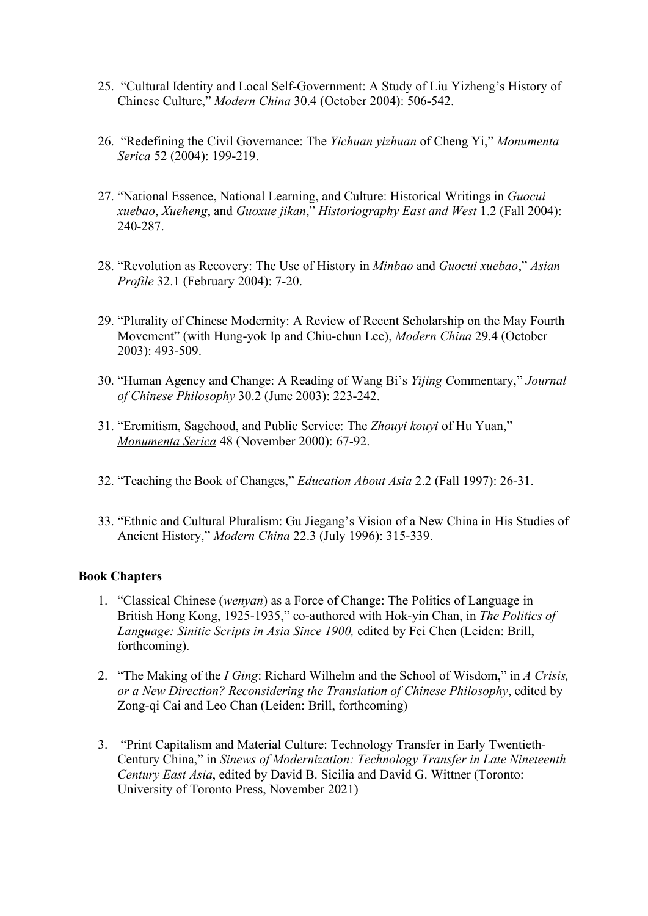25. "Cultural Identity and Local Self-Government: A Study of Liu Yizheng's History of Chinese Culture," *Modern China* 30.4 (October 2004): 506-542.

26. "Redefining the Civil Governance: The *Yichuan yizhuan* of Cheng Yi," *Monumenta Serica* 52 (2004): 199-219.

27. "National Essence, National Learning, and Culture: Historical Writings in *Guocui xuebao*, *Xueheng*, and *Guoxue jikan*," *Historiography East and West* 1.2 (Fall 2004): 240-287.

28. "Revolution as Recovery: The Use of History in *Minbao* and *Guocui xuebao*," *Asian Profile* 32.1 (February 2004): 7-20.

29. "Plurality of Chinese Modernity: A Review of Recent Scholarship on the May Fourth Movement" (with Hung-yok Ip and Chiu-chun Lee), *Modern China* 29.4 (October 2003): 493-509.

30. "Human Agency and Change: A Reading of Wang Bi's *Yijing C*ommentary," *Journal of Chinese Philosophy* 30.2 (June 2003): 223-242.

31. "Eremitism, Sagehood, and Public Service: The *Zhouyi kouyi* of Hu Yuan," *Monumenta Serica* 48 (November 2000): 67-92.

32. "Teaching the Book of Changes," *Education About Asia* 2.2 (Fall 1997): 26-31.

33. "Ethnic and Cultural Pluralism: Gu Jiegang's Vision of a New China in His Studies of Ancient History," *Modern China* 22.3 (July 1996): 315-339.

**Book Chapters**

1. "Classical Chinese (*wenyan*) as a Force of Change: The Politics of Language in British Hong Kong, 1925-1935," co-authored with Hok-yin Chan, in *The Politics of Language: Sinitic Scripts in Asia Since 1900,* edited by Fei Chen (Leiden: Brill, forthcoming).

2. "The Making of the *I Ging*: Richard Wilhelm and the School of Wisdom," in *A Crisis, or a New Direction? Reconsidering the Translation of Chinese Philosophy*, edited by Zong-qi Cai and Leo Chan (Leiden: Brill, forthcoming)

3. "Print Capitalism and Material Culture: Technology Transfer in Early Twentieth-Century China," in *Sinews of Modernization: Technology Transfer in Late Nineteenth Century East Asia*, edited by David B. Sicilia and David G. Wittner (Toronto: University of Toronto Press, November 2021)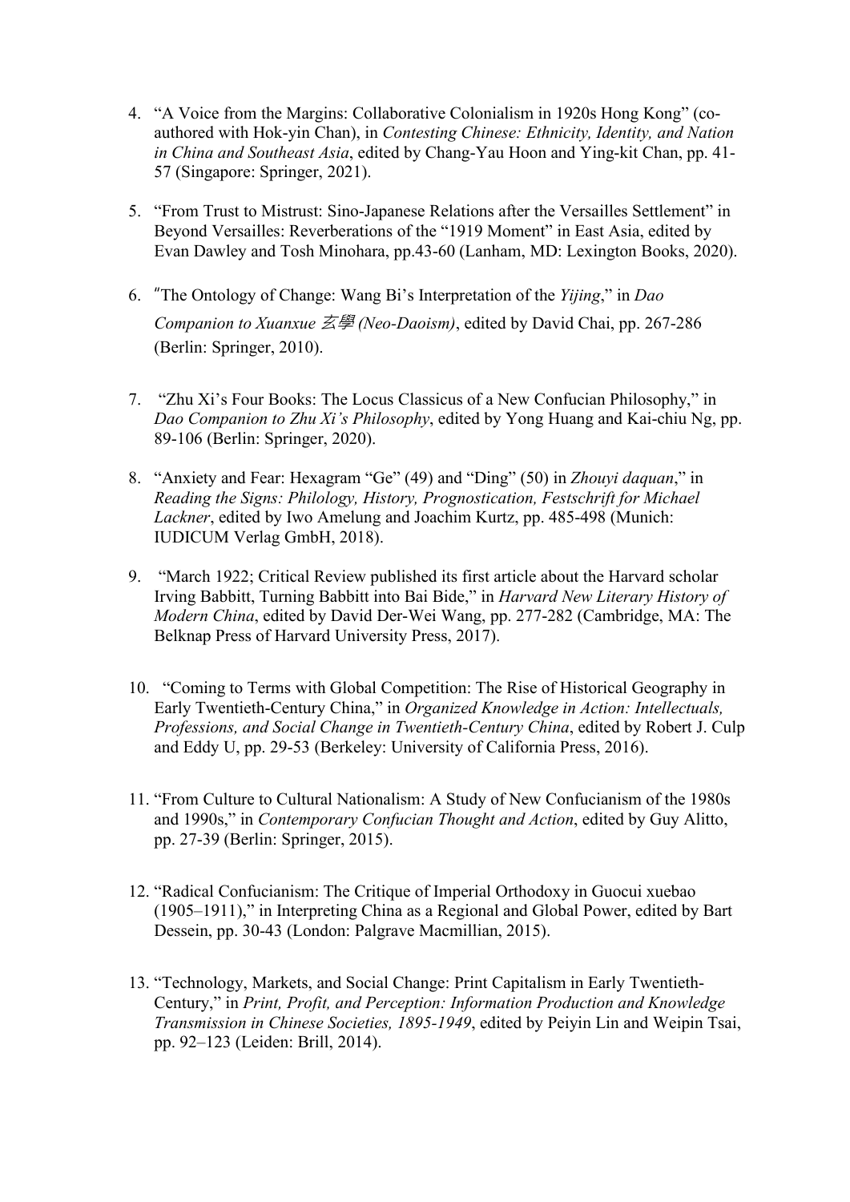4. "A Voice from the Margins: Collaborative Colonialism in 1920s Hong Kong" (co-authored with Hok-yin Chan), in *Contesting Chinese: Ethnicity, Identity, and Nation in China and Southeast Asia*, edited by Chang-Yau Hoon and Ying-kit Chan, pp. 41-57 (Singapore: Springer, 2021).

5. "From Trust to Mistrust: Sino-Japanese Relations after the Versailles Settlement" in Beyond Versailles: Reverberations of the "1919 Moment" in East Asia, edited by Evan Dawley and Tosh Minohara, pp.43-60 (Lanham, MD: Lexington Books, 2020).

6. "The Ontology of Change: Wang Bi's Interpretation of the *Yijing*," in *Dao Companion to Xuanxue 玄學 (Neo-Daoism)*, edited by David Chai, pp. 267-286 (Berlin: Springer, 2010).

7. "Zhu Xi's Four Books: The Locus Classicus of a New Confucian Philosophy," in *Dao Companion to Zhu Xi's Philosophy*, edited by Yong Huang and Kai-chiu Ng, pp. 89-106 (Berlin: Springer, 2020).

8. "Anxiety and Fear: Hexagram "Ge" (49) and "Ding" (50) in *Zhouyi daquan*," in *Reading the Signs: Philology, History, Prognostication, Festschrift for Michael Lackner*, edited by Iwo Amelung and Joachim Kurtz, pp. 485-498 (Munich: IUDICUM Verlag GmbH, 2018).

9. "March 1922; Critical Review published its first article about the Harvard scholar Irving Babbitt, Turning Babbitt into Bai Bide," in *Harvard New Literary History of Modern China*, edited by David Der-Wei Wang, pp. 277-282 (Cambridge, MA: The Belknap Press of Harvard University Press, 2017).

10. "Coming to Terms with Global Competition: The Rise of Historical Geography in Early Twentieth-Century China," in *Organized Knowledge in Action: Intellectuals, Professions, and Social Change in Twentieth-Century China*, edited by Robert J. Culp and Eddy U, pp. 29-53 (Berkeley: University of California Press, 2016).

11. "From Culture to Cultural Nationalism: A Study of New Confucianism of the 1980s and 1990s," in *Contemporary Confucian Thought and Action*, edited by Guy Alitto, pp. 27-39 (Berlin: Springer, 2015).

12. "Radical Confucianism: The Critique of Imperial Orthodoxy in Guocui xuebao (1905–1911)," in Interpreting China as a Regional and Global Power, edited by Bart Dessein, pp. 30-43 (London: Palgrave Macmillian, 2015).

13. "Technology, Markets, and Social Change: Print Capitalism in Early Twentieth-Century," in *Print, Profit, and Perception: Information Production and Knowledge Transmission in Chinese Societies, 1895-1949*, edited by Peiyin Lin and Weipin Tsai, pp. 92–123 (Leiden: Brill, 2014).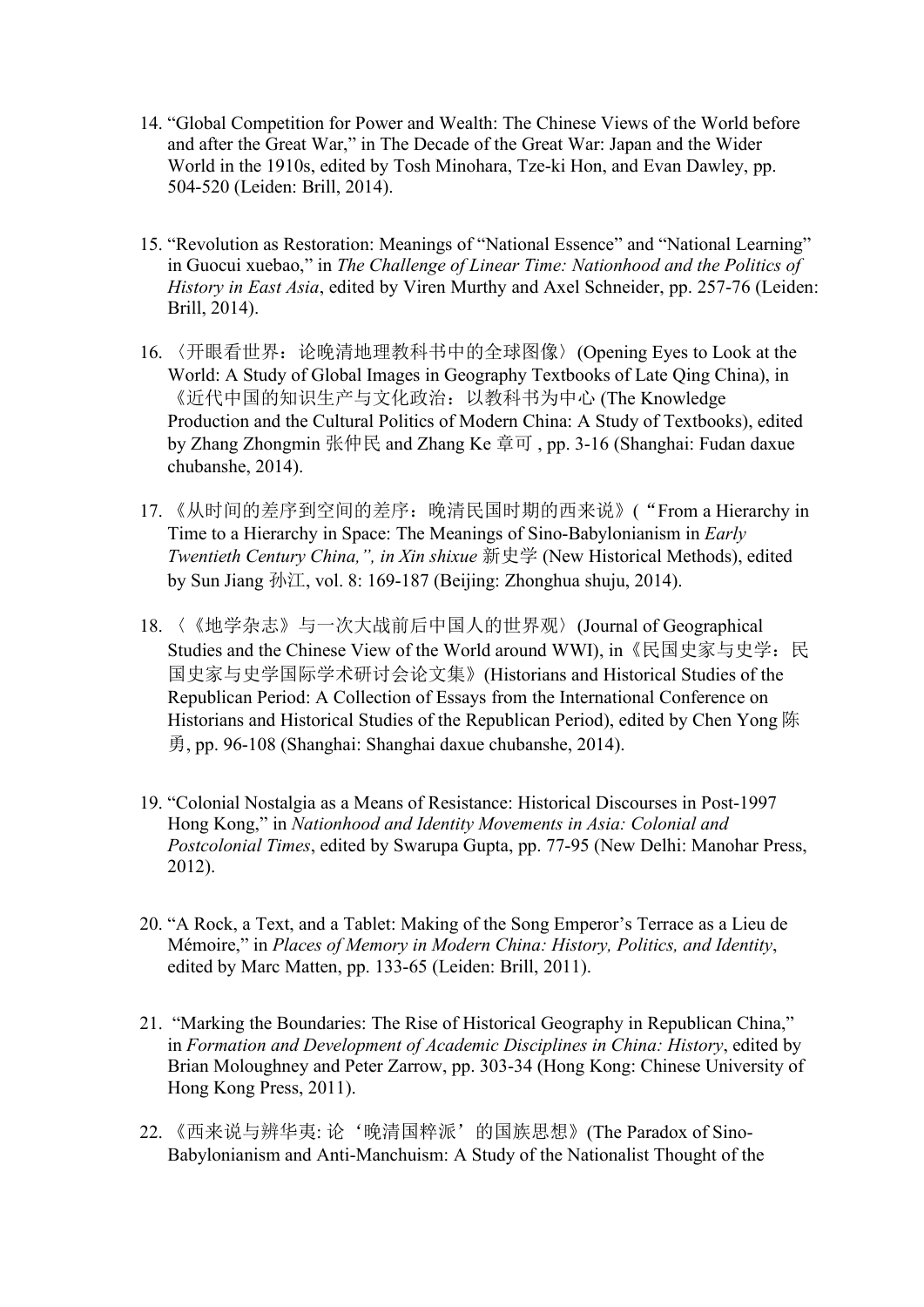14. "Global Competition for Power and Wealth: The Chinese Views of the World before and after the Great War," in The Decade of the Great War: Japan and the Wider World in the 1910s, edited by Tosh Minohara, Tze-ki Hon, and Evan Dawley, pp. 504-520 (Leiden: Brill, 2014).

15. "Revolution as Restoration: Meanings of "National Essence" and "National Learning" in Guocui xuebao," in *The Challenge of Linear Time: Nationhood and the Politics of History in East Asia*, edited by Viren Murthy and Axel Schneider, pp. 257-76 (Leiden: Brill, 2014).

16. 〈开眼看世界：论晚清地理教科书中的全球图像〉(Opening Eyes to Look at the World: A Study of Global Images in Geography Textbooks of Late Qing China), in 《近代中国的知识生产与文化政治：以教科书为中心 (The Knowledge Production and the Cultural Politics of Modern China: A Study of Textbooks), edited by Zhang Zhongmin 张仲民 and Zhang Ke 章可 , pp. 3-16 (Shanghai: Fudan daxue chubanshe, 2014).

17. 《从时间的差序到空间的差序：晚清民国时期的西来说》(“From a Hierarchy in Time to a Hierarchy in Space: The Meanings of Sino-Babylonianism in *Early Twentieth Century China,", in Xin shixue* 新史学 (New Historical Methods), edited by Sun Jiang 孙江, vol. 8: 169-187 (Beijing: Zhonghua shuju, 2014).

18. 〈《地学杂志》与一次大战前后中国人的世界观〉(Journal of Geographical Studies and the Chinese View of the World around WWI), in《民国史家与史学：民国史家与史学国际学术研讨会论文集》(Historians and Historical Studies of the Republican Period: A Collection of Essays from the International Conference on Historians and Historical Studies of the Republican Period), edited by Chen Yong 陈勇, pp. 96-108 (Shanghai: Shanghai daxue chubanshe, 2014).

19. "Colonial Nostalgia as a Means of Resistance: Historical Discourses in Post-1997 Hong Kong," in *Nationhood and Identity Movements in Asia: Colonial and Postcolonial Times*, edited by Swarupa Gupta, pp. 77-95 (New Delhi: Manohar Press, 2012).

20. "A Rock, a Text, and a Tablet: Making of the Song Emperor's Terrace as a Lieu de Mémoire," in *Places of Memory in Modern China: History, Politics, and Identity*, edited by Marc Matten, pp. 133-65 (Leiden: Brill, 2011).

21. "Marking the Boundaries: The Rise of Historical Geography in Republican China," in *Formation and Development of Academic Disciplines in China: History*, edited by Brian Moloughney and Peter Zarrow, pp. 303-34 (Hong Kong: Chinese University of Hong Kong Press, 2011).

22. 《西来说与辨华夷: 论‘晚清国粹派’的国族思想》(The Paradox of Sino-Babylonianism and Anti-Manchuism: A Study of the Nationalist Thought of the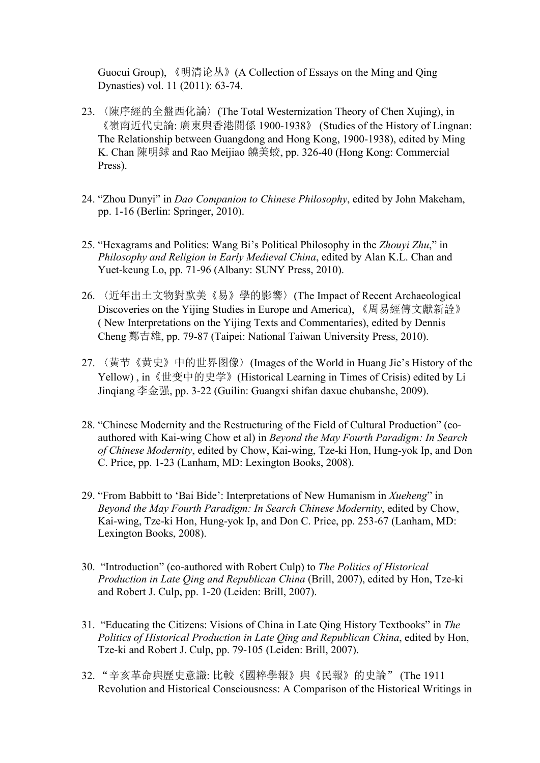Guocui Group), 《明清论丛》(A Collection of Essays on the Ming and Qing Dynasties) vol. 11 (2011): 63-74.

23. 〈陳序經的全盤西化論〉(The Total Westernization Theory of Chen Xujing), in 《嶺南近代史論: 廣東與香港關係 1900-1938》 (Studies of the History of Lingnan: The Relationship between Guangdong and Hong Kong, 1900-1938), edited by Ming K. Chan 陳明銶 and Rao Meijiao 饒美蛟, pp. 326-40 (Hong Kong: Commercial Press).

24. "Zhou Dunyi" in *Dao Companion to Chinese Philosophy*, edited by John Makeham, pp. 1-16 (Berlin: Springer, 2010).

25. "Hexagrams and Politics: Wang Bi's Political Philosophy in the *Zhouyi Zhu*," in *Philosophy and Religion in Early Medieval China*, edited by Alan K.L. Chan and Yuet-keung Lo, pp. 71-96 (Albany: SUNY Press, 2010).

26. 〈近年出土文物對歐美《易》學的影響〉(The Impact of Recent Archaeological Discoveries on the Yijing Studies in Europe and America), 《周易經傳文獻新詮》 ( New Interpretations on the Yijing Texts and Commentaries), edited by Dennis Cheng 鄭吉雄, pp. 79-87 (Taipei: National Taiwan University Press, 2010).

27. 〈黄节《黄史》中的世界图像〉(Images of the World in Huang Jie's History of the Yellow) , in《世变中的史学》(Historical Learning in Times of Crisis) edited by Li Jinqiang 李金强, pp. 3-22 (Guilin: Guangxi shifan daxue chubanshe, 2009).

28. "Chinese Modernity and the Restructuring of the Field of Cultural Production" (co-authored with Kai-wing Chow et al) in *Beyond the May Fourth Paradigm: In Search of Chinese Modernity*, edited by Chow, Kai-wing, Tze-ki Hon, Hung-yok Ip, and Don C. Price, pp. 1-23 (Lanham, MD: Lexington Books, 2008).

29. "From Babbitt to 'Bai Bide': Interpretations of New Humanism in *Xueheng*" in *Beyond the May Fourth Paradigm: In Search Chinese Modernity*, edited by Chow, Kai-wing, Tze-ki Hon, Hung-yok Ip, and Don C. Price, pp. 253-67 (Lanham, MD: Lexington Books, 2008).

30. "Introduction" (co-authored with Robert Culp) to *The Politics of Historical Production in Late Qing and Republican China* (Brill, 2007), edited by Hon, Tze-ki and Robert J. Culp, pp. 1-20 (Leiden: Brill, 2007).

31. "Educating the Citizens: Visions of China in Late Qing History Textbooks" in *The Politics of Historical Production in Late Qing and Republican China*, edited by Hon, Tze-ki and Robert J. Culp, pp. 79-105 (Leiden: Brill, 2007).

32. "辛亥革命與歷史意識: 比較《國粹學報》與《民報》的史論" (The 1911 Revolution and Historical Consciousness: A Comparison of the Historical Writings in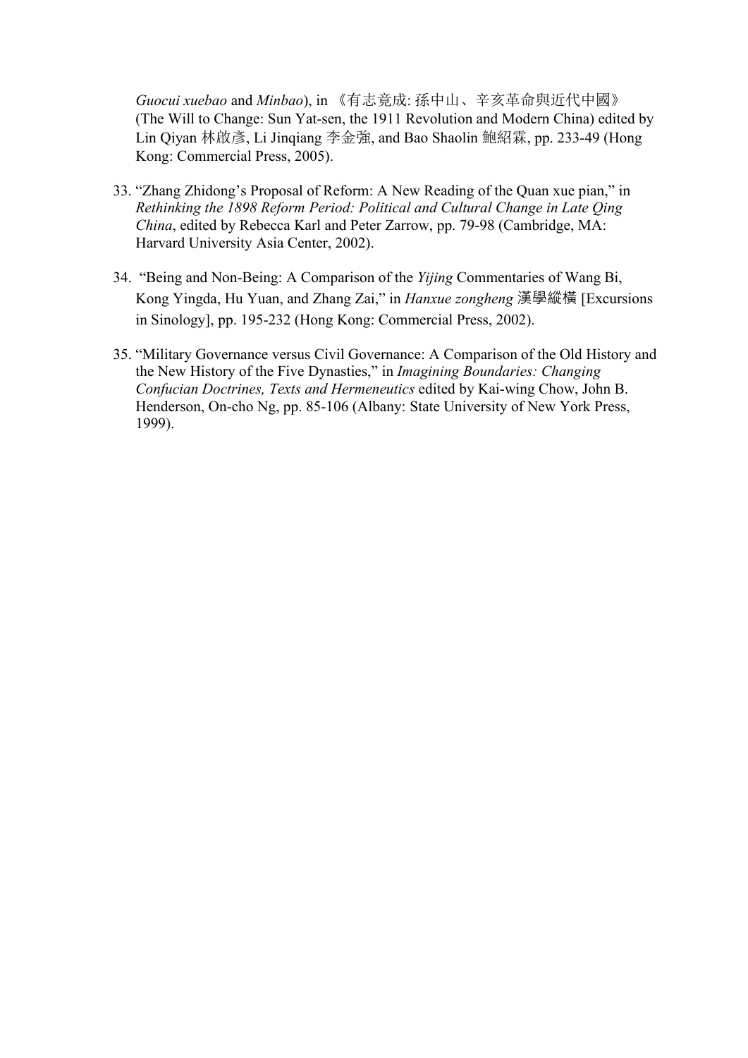*Guocui xuebao* and *Minbao*), in 《有志竟成: 孫中山、辛亥革命與近代中國》 (The Will to Change: Sun Yat-sen, the 1911 Revolution and Modern China) edited by Lin Qiyan 林啟彥, Li Jinqiang 李金強, and Bao Shaolin 鮑紹霖, pp. 233-49 (Hong Kong: Commercial Press, 2005).

33. "Zhang Zhidong's Proposal of Reform: A New Reading of the Quan xue pian," in *Rethinking the 1898 Reform Period: Political and Cultural Change in Late Qing China*, edited by Rebecca Karl and Peter Zarrow, pp. 79-98 (Cambridge, MA: Harvard University Asia Center, 2002).

34. "Being and Non-Being: A Comparison of the *Yijing* Commentaries of Wang Bi, Kong Yingda, Hu Yuan, and Zhang Zai," in *Hanxue zongheng* 漢學縱橫 [Excursions in Sinology], pp. 195-232 (Hong Kong: Commercial Press, 2002).

35. "Military Governance versus Civil Governance: A Comparison of the Old History and the New History of the Five Dynasties," in *Imagining Boundaries: Changing Confucian Doctrines, Texts and Hermeneutics* edited by Kai-wing Chow, John B. Henderson, On-cho Ng, pp. 85-106 (Albany: State University of New York Press, 1999).